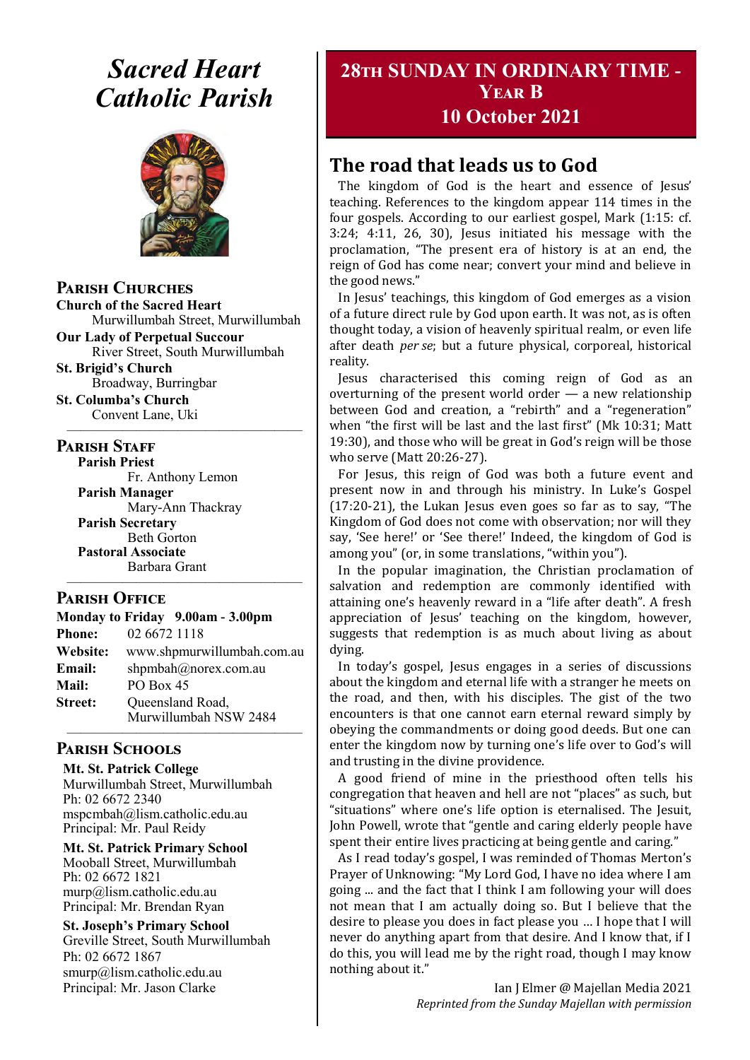# Sacred Heart Catholic Parish

## Parish Churches

**Church of the Sacred Heart**
Murwillumbah Street, Murwillumbah

**Our Lady of Perpetual Succour**
River Street, South Murwillumbah

**St. Brigid's Church**
Broadway, Burringbar

**St. Columba's Church**
Convent Lane, Uki

## Parish Staff

**Parish Priest**
Fr. Anthony Lemon

**Parish Manager**
Mary-Ann Thackray

**Parish Secretary**
Beth Gorton

**Pastoral Associate**
Barbara Grant

## Parish Office

**Monday to Friday 9.00am - 3.00pm**

**Phone:** 02 6672 1118
**Website:** www.shpmurwillumbah.com.au
**Email:** shpmbah@norex.com.au
**Mail:** PO Box 45
**Street:** Queensland Road, Murwillumbah NSW 2484

## Parish Schools

**Mt. St. Patrick College**
Murwillumbah Street, Murwillumbah
Ph: 02 6672 2340
mspcmbah@lism.catholic.edu.au
Principal: Mr. Paul Reidy

**Mt. St. Patrick Primary School**
Mooball Street, Murwillumbah
Ph: 02 6672 1821
murp@lism.catholic.edu.au
Principal: Mr. Brendan Ryan

**St. Joseph's Primary School**
Greville Street, South Murwillumbah
Ph: 02 6672 1867
smurp@lism.catholic.edu.au
Principal: Mr. Jason Clarke

## 28TH SUNDAY IN ORDINARY TIME - YEAR B
## 10 October 2021

## The road that leads us to God

The kingdom of God is the heart and essence of Jesus' teaching. References to the kingdom appear 114 times in the four gospels. According to our earliest gospel, Mark (1:15: cf. 3:24; 4:11, 26, 30), Jesus initiated his message with the proclamation, "The present era of history is at an end, the reign of God has come near; convert your mind and believe in the good news."

In Jesus' teachings, this kingdom of God emerges as a vision of a future direct rule by God upon earth. It was not, as is often thought today, a vision of heavenly spiritual realm, or even life after death *per se*; but a future physical, corporeal, historical reality.

Jesus characterised this coming reign of God as an overturning of the present world order — a new relationship between God and creation, a "rebirth" and a "regeneration" when "the first will be last and the last first" (Mk 10:31; Matt 19:30), and those who will be great in God's reign will be those who serve (Matt 20:26-27).

For Jesus, this reign of God was both a future event and present now in and through his ministry. In Luke's Gospel (17:20-21), the Lukan Jesus even goes so far as to say, "The Kingdom of God does not come with observation; nor will they say, 'See here!' or 'See there!' Indeed, the kingdom of God is among you" (or, in some translations, "within you").

In the popular imagination, the Christian proclamation of salvation and redemption are commonly identified with attaining one's heavenly reward in a "life after death". A fresh appreciation of Jesus' teaching on the kingdom, however, suggests that redemption is as much about living as about dying.

In today's gospel, Jesus engages in a series of discussions about the kingdom and eternal life with a stranger he meets on the road, and then, with his disciples. The gist of the two encounters is that one cannot earn eternal reward simply by obeying the commandments or doing good deeds. But one can enter the kingdom now by turning one's life over to God's will and trusting in the divine providence.

A good friend of mine in the priesthood often tells his congregation that heaven and hell are not "places" as such, but "situations" where one's life option is eternalised. The Jesuit, John Powell, wrote that "gentle and caring elderly people have spent their entire lives practicing at being gentle and caring."

As I read today's gospel, I was reminded of Thomas Merton's Prayer of Unknowing: "My Lord God, I have no idea where I am going ... and the fact that I think I am following your will does not mean that I am actually doing so. But I believe that the desire to please you does in fact please you ... I hope that I will never do anything apart from that desire. And I know that, if I do this, you will lead me by the right road, though I may know nothing about it."

Ian J Elmer @ Majellan Media 2021
*Reprinted from the Sunday Majellan with permission*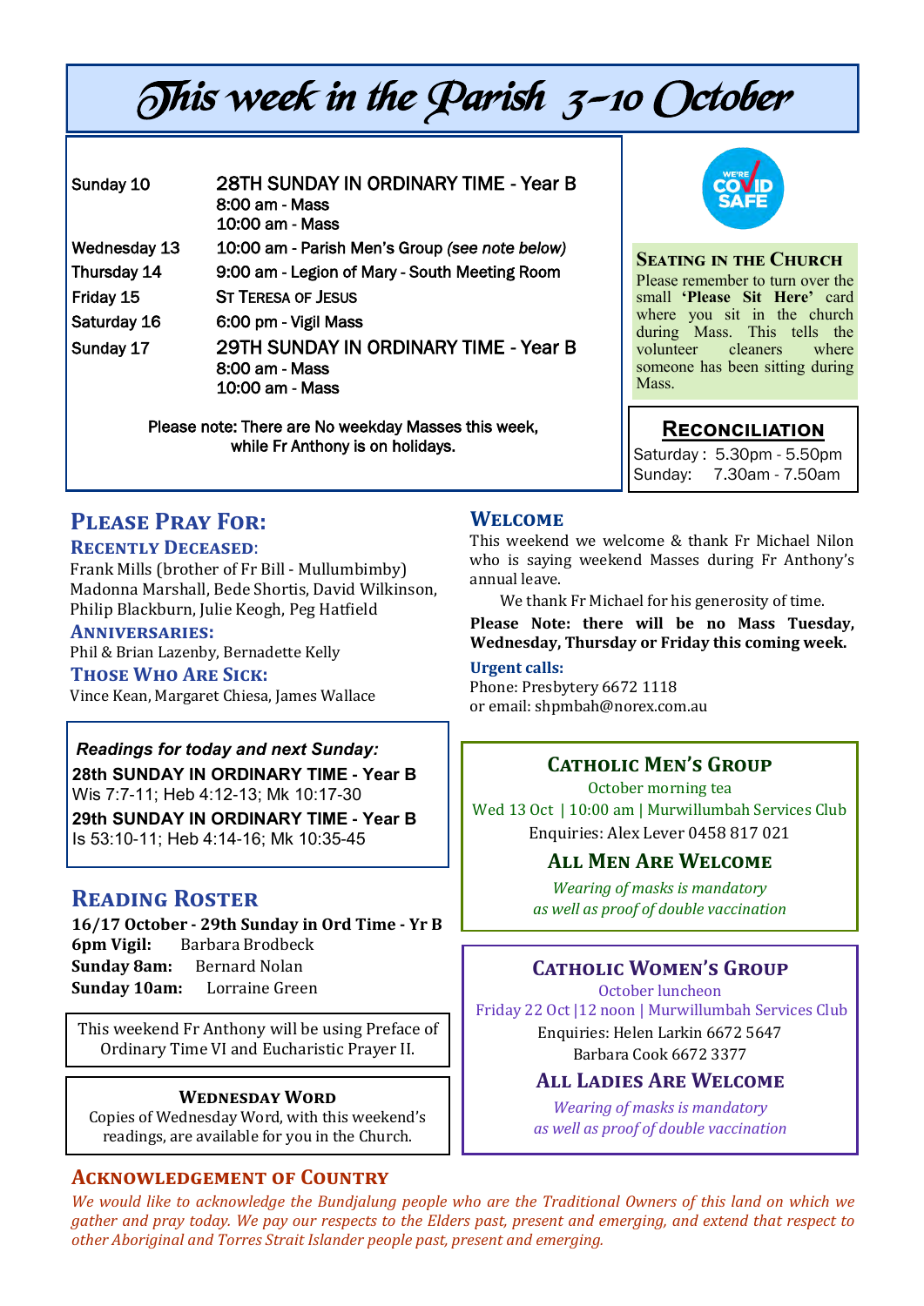# This week in the Parish 3-10 October

| | |
|---|---|
| Sunday 10 | 28TH SUNDAY IN ORDINARY TIME - Year B<br>8:00 am - Mass<br>10:00 am - Mass |
| Wednesday 13 | 10:00 am - Parish Men's Group *(see note below)* |
| Thursday 14 | 9:00 am - Legion of Mary - South Meeting Room |
| Friday 15 | ST TERESA OF JESUS |
| Saturday 16 | 6:00 pm - Vigil Mass |
| Sunday 17 | 29TH SUNDAY IN ORDINARY TIME - Year B<br>8:00 am - Mass<br>10:00 am - Mass |

Please note: There are No weekday Masses this week, while Fr Anthony is on holidays.

**Seating in the Church**

Please remember to turn over the small **'Please Sit Here'** card where you sit in the church during Mass. This tells the volunteer cleaners where someone has been sitting during Mass.

**Reconciliation**

Saturday : 5.30pm - 5.50pm
Sunday: 7.30am - 7.50am

## Please Pray For:

### Recently Deceased:

Frank Mills (brother of Fr Bill - Mullumbimby)
Madonna Marshall, Bede Shortis, David Wilkinson, Philip Blackburn, Julie Keogh, Peg Hatfield

### Anniversaries:

Phil & Brian Lazenby, Bernadette Kelly

### Those Who Are Sick:

Vince Kean, Margaret Chiesa, James Wallace

*Readings for today and next Sunday:*

**28th SUNDAY IN ORDINARY TIME - Year B**
Wis 7:7-11; Heb 4:12-13; Mk 10:17-30

**29th SUNDAY IN ORDINARY TIME - Year B**
Is 53:10-11; Heb 4:14-16; Mk 10:35-45

## Reading Roster

**16/17 October - 29th Sunday in Ord Time - Yr B**
**6pm Vigil:** Barbara Brodbeck
**Sunday 8am:** Bernard Nolan
**Sunday 10am:** Lorraine Green

This weekend Fr Anthony will be using Preface of Ordinary Time VI and Eucharistic Prayer II.

**Wednesday Word**

Copies of Wednesday Word, with this weekend's readings, are available for you in the Church.

## Welcome

This weekend we welcome & thank Fr Michael Nilon who is saying weekend Masses during Fr Anthony's annual leave.

We thank Fr Michael for his generosity of time.

**Please Note: there will be no Mass Tuesday, Wednesday, Thursday or Friday this coming week.**

**Urgent calls:**
Phone: Presbytery 6672 1118
or email: shpmbah@norex.com.au

### Catholic Men's Group

October morning tea
Wed 13 Oct | 10:00 am | Murwillumbah Services Club
Enquiries: Alex Lever 0458 817 021

**All Men Are Welcome**

*Wearing of masks is mandatory as well as proof of double vaccination*

### Catholic Women's Group

October luncheon
Friday 22 Oct |12 noon | Murwillumbah Services Club
Enquiries: Helen Larkin 6672 5647
Barbara Cook 6672 3377

**All Ladies Are Welcome**

*Wearing of masks is mandatory as well as proof of double vaccination*

## Acknowledgement of Country

*We would like to acknowledge the Bundjalung people who are the Traditional Owners of this land on which we gather and pray today. We pay our respects to the Elders past, present and emerging, and extend that respect to other Aboriginal and Torres Strait Islander people past, present and emerging.*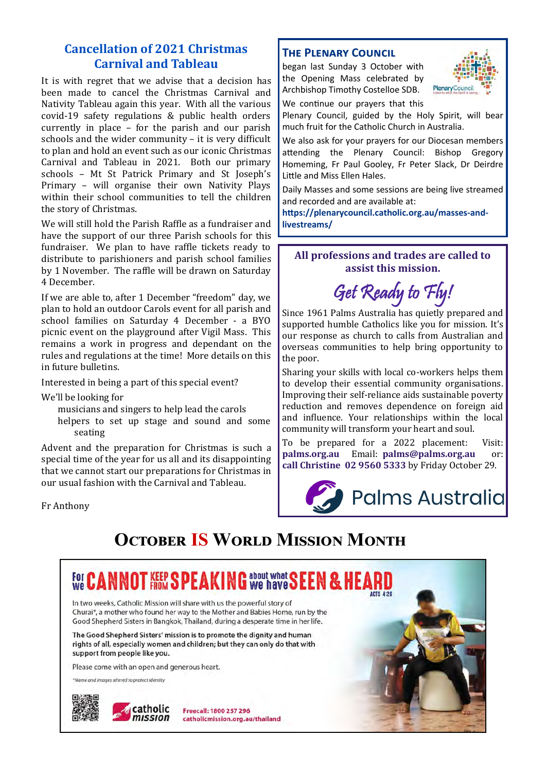## Cancellation of 2021 Christmas Carnival and Tableau

It is with regret that we advise that a decision has been made to cancel the Christmas Carnival and Nativity Tableau again this year. With all the various covid-19 safety regulations & public health orders currently in place – for the parish and our parish schools and the wider community – it is very difficult to plan and hold an event such as our iconic Christmas Carnival and Tableau in 2021. Both our primary schools – Mt St Patrick Primary and St Joseph's Primary – will organise their own Nativity Plays within their school communities to tell the children the story of Christmas.

We will still hold the Parish Raffle as a fundraiser and have the support of our three Parish schools for this fundraiser. We plan to have raffle tickets ready to distribute to parishioners and parish school families by 1 November. The raffle will be drawn on Saturday 4 December.

If we are able to, after 1 December "freedom" day, we plan to hold an outdoor Carols event for all parish and school families on Saturday 4 December - a BYO picnic event on the playground after Vigil Mass. This remains a work in progress and dependant on the rules and regulations at the time! More details on this in future bulletins.

Interested in being a part of this special event?

We'll be looking for

- musicians and singers to help lead the carols
- helpers to set up stage and sound and some seating

Advent and the preparation for Christmas is such a special time of the year for us all and its disappointing that we cannot start our preparations for Christmas in our usual fashion with the Carnival and Tableau.

Fr Anthony

## The Plenary Council

began last Sunday 3 October with the Opening Mass celebrated by Archbishop Timothy Costelloe SDB.

We continue our prayers that this Plenary Council, guided by the Holy Spirit, will bear much fruit for the Catholic Church in Australia.

We also ask for your prayers for our Diocesan members attending the Plenary Council: Bishop Gregory Homeming, Fr Paul Gooley, Fr Peter Slack, Dr Deirdre Little and Miss Ellen Hales.

Daily Masses and some sessions are being live streamed and recorded and are available at:
**https://plenarycouncil.catholic.org.au/masses-and-livestreams/**

**All professions and trades are called to assist this mission.**

*Get Ready to Fly!*

Since 1961 Palms Australia has quietly prepared and supported humble Catholics like you for mission. It's our response as church to calls from Australian and overseas communities to help bring opportunity to the poor.

Sharing your skills with local co-workers helps them to develop their essential community organisations. Improving their self-reliance aids sustainable poverty reduction and removes dependence on foreign aid and influence. Your relationships within the local community will transform your heart and soul.

To be prepared for a 2022 placement: Visit: **palms.org.au** Email: **palms@palms.org.au** or: **call Christine 02 9560 5333** by Friday October 29.

Palms Australia

## October IS World Mission Month

**For we CANNOT KEEP FROM SPEAKING about what we have SEEN & HEARD** ACTS 4:20

In two weeks, Catholic Mission will share with us the powerful story of Churai*, a mother who found her way to the Mother and Babies Home, run by the Good Shepherd Sisters in Bangkok, Thailand, during a desperate time in her life.

**The Good Shepherd Sisters' mission is to promote the dignity and human rights of all, especially women and children; but they can only do that with support from people like you.**

Please come with an open and generous heart.

*Name and images altered to protect identity*

catholic mission

Freecall: 1800 257 296
catholicmission.org.au/thailand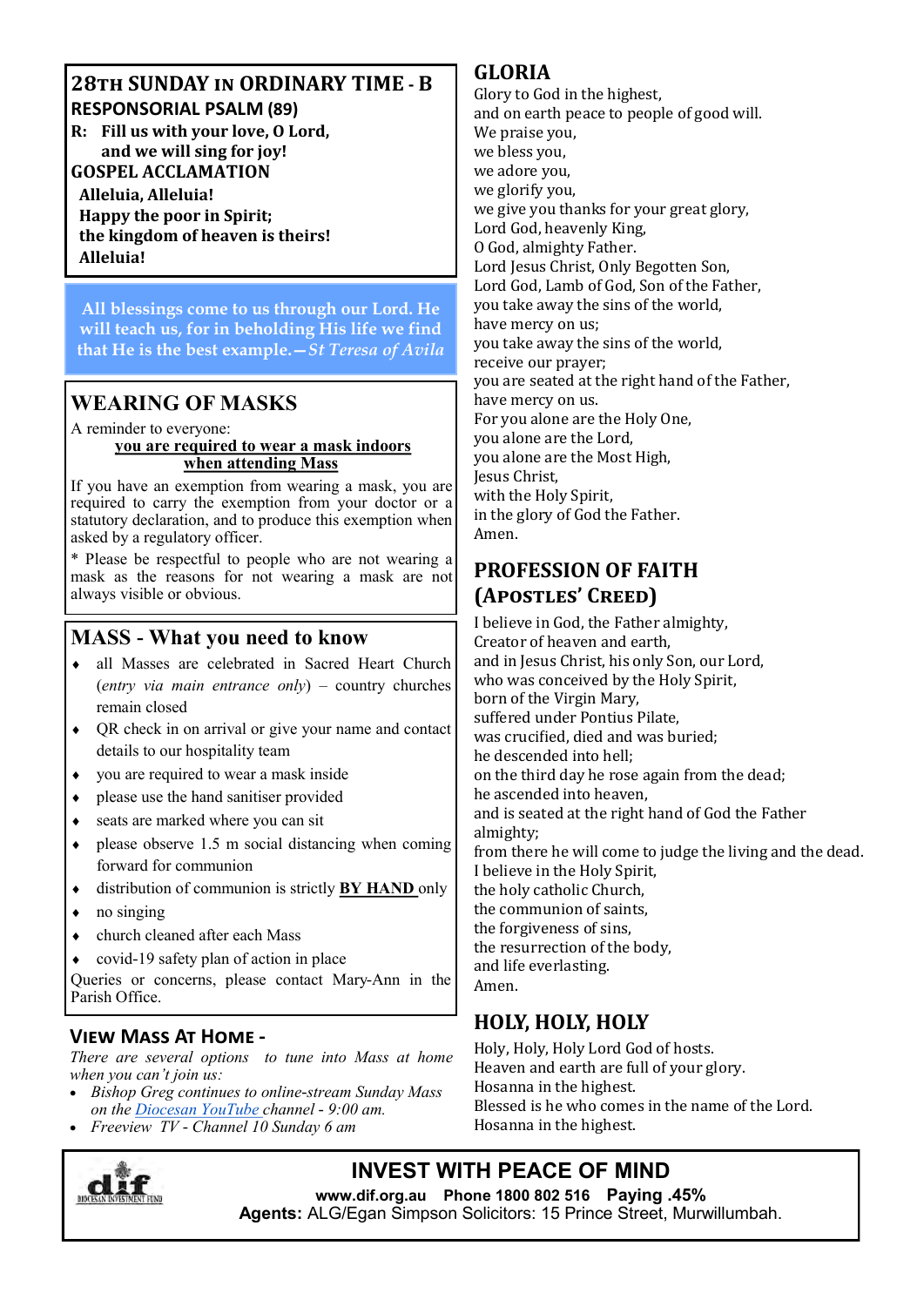## 28TH SUNDAY IN ORDINARY TIME - B

**RESPONSORIAL PSALM (89)**

**R: Fill us with your love, O Lord,**
**and we will sing for joy!**

**GOSPEL ACCLAMATION**

**Alleluia, Alleluia!**
**Happy the poor in Spirit;**
**the kingdom of heaven is theirs!**
**Alleluia!**

All blessings come to us through our Lord. He will teach us, for in beholding His life we find that He is the best example.—*St Teresa of Avila*

## WEARING OF MASKS

A reminder to everyone:

**you are required to wear a mask indoors when attending Mass**

If you have an exemption from wearing a mask, you are required to carry the exemption from your doctor or a statutory declaration, and to produce this exemption when asked by a regulatory officer.

* Please be respectful to people who are not wearing a mask as the reasons for not wearing a mask are not always visible or obvious.

## MASS - What you need to know

- all Masses are celebrated in Sacred Heart Church (*entry via main entrance only*) – country churches remain closed
- QR check in on arrival or give your name and contact details to our hospitality team
- you are required to wear a mask inside
- please use the hand sanitiser provided
- seats are marked where you can sit
- please observe 1.5 m social distancing when coming forward for communion
- distribution of communion is strictly **BY HAND** only
- no singing
- church cleaned after each Mass
- covid-19 safety plan of action in place

Queries or concerns, please contact Mary-Ann in the Parish Office.

## VIEW MASS AT HOME -

*There are several options to tune into Mass at home when you can't join us:*

- *Bishop Greg continues to online-stream Sunday Mass on the Diocesan YouTube channel - 9:00 am.*
- *Freeview TV - Channel 10 Sunday 6 am*

## GLORIA

Glory to God in the highest,
and on earth peace to people of good will.
We praise you,
we bless you,
we adore you,
we glorify you,
we give you thanks for your great glory,
Lord God, heavenly King,
O God, almighty Father.
Lord Jesus Christ, Only Begotten Son,
Lord God, Lamb of God, Son of the Father,
you take away the sins of the world,
have mercy on us;
you take away the sins of the world,
receive our prayer;
you are seated at the right hand of the Father,
have mercy on us.
For you alone are the Holy One,
you alone are the Lord,
you alone are the Most High,
Jesus Christ,
with the Holy Spirit,
in the glory of God the Father.
Amen.

## PROFESSION OF FAITH (APOSTLES' CREED)

I believe in God, the Father almighty,
Creator of heaven and earth,
and in Jesus Christ, his only Son, our Lord,
who was conceived by the Holy Spirit,
born of the Virgin Mary,
suffered under Pontius Pilate,
was crucified, died and was buried;
he descended into hell;
on the third day he rose again from the dead;
he ascended into heaven,
and is seated at the right hand of God the Father almighty;
from there he will come to judge the living and the dead.
I believe in the Holy Spirit,
the holy catholic Church,
the communion of saints,
the forgiveness of sins,
the resurrection of the body,
and life everlasting.
Amen.

## HOLY, HOLY, HOLY

Holy, Holy, Holy Lord God of hosts.
Heaven and earth are full of your glory.
Hosanna in the highest.
Blessed is he who comes in the name of the Lord.
Hosanna in the highest.

## INVEST WITH PEACE OF MIND

**www.dif.org.au Phone 1800 802 516 Paying .45%**

**Agents:** ALG/Egan Simpson Solicitors: 15 Prince Street, Murwillumbah.